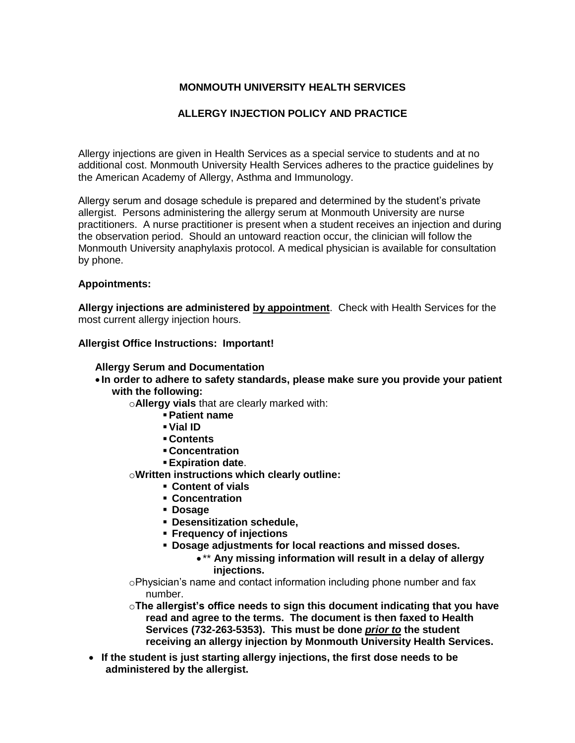# MONMOUTH UNIVERSITY HEALTH SERVICES

## ALLERGY INJECTION POLICY AND PRACTICE

Allergy injections are given in Health Services as a special service to students and at no additional cost. Monmouth University Health Services adheres to the practice guidelines by the American Academy of Allergy, Asthma and Immunology.

Allergy serum and dosage schedule is prepared and determined by the student's private allergist. Persons administering the allergy serum at Monmouth University are nurse practitioners. A nurse practitioner is present when a student receives an injection and during the observation period. Should an untoward reaction occur, the clinician will follow the Monmouth University anaphylaxis protocol. A medical physician is available for consultation by phone.

**Appointments:**

**Allergy injections are administered <u>by appointment</u>**. Check with Health Services for the most current allergy injection hours.

**Allergist Office Instructions: Important!**

**Allergy Serum and Documentation**

- **In order to adhere to safety standards, please make sure you provide your patient with the following:**
  - **Allergy vials** that are clearly marked with:
    - **Patient name**
    - **Vial ID**
    - **Contents**
    - **Concentration**
    - **Expiration date**.
  - **Written instructions which clearly outline:**
    - **Content of vials**
    - **Concentration**
    - **Dosage**
    - **Desensitization schedule,**
    - **Frequency of injections**
    - **Dosage adjustments for local reactions and missed doses.**
      - ** **Any missing information will result in a delay of allergy injections.**
  - Physician's name and contact information including phone number and fax number.
  - **The allergist's office needs to sign this document indicating that you have read and agree to the terms. The document is then faxed to Health Services (732-263-5353). This must be done *<u>prior to</u>* the student receiving an allergy injection by Monmouth University Health Services.**
- **If the student is just starting allergy injections, the first dose needs to be administered by the allergist.**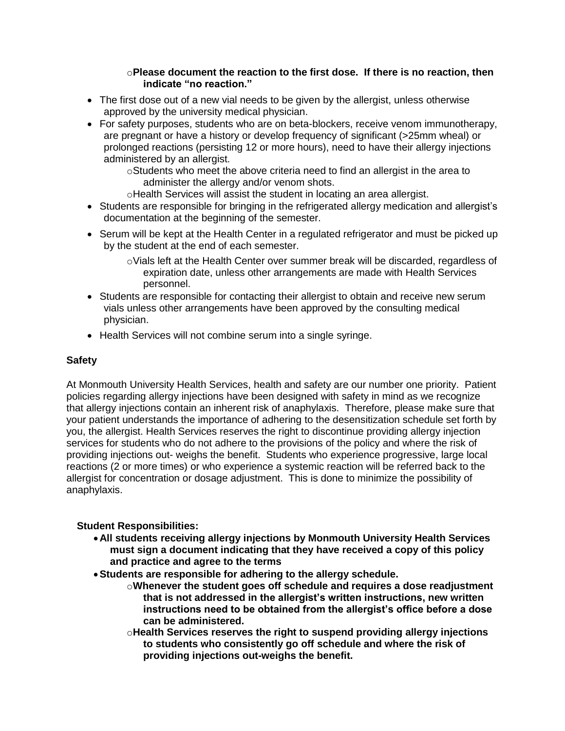- **Please document the reaction to the first dose. If there is no reaction, then indicate "no reaction."**
- The first dose out of a new vial needs to be given by the allergist, unless otherwise approved by the university medical physician.
- For safety purposes, students who are on beta-blockers, receive venom immunotherapy, are pregnant or have a history or develop frequency of significant (>25mm wheal) or prolonged reactions (persisting 12 or more hours), need to have their allergy injections administered by an allergist.
  - Students who meet the above criteria need to find an allergist in the area to administer the allergy and/or venom shots.
  - Health Services will assist the student in locating an area allergist.
- Students are responsible for bringing in the refrigerated allergy medication and allergist's documentation at the beginning of the semester.
- Serum will be kept at the Health Center in a regulated refrigerator and must be picked up by the student at the end of each semester.
  - Vials left at the Health Center over summer break will be discarded, regardless of expiration date, unless other arrangements are made with Health Services personnel.
- Students are responsible for contacting their allergist to obtain and receive new serum vials unless other arrangements have been approved by the consulting medical physician.
- Health Services will not combine serum into a single syringe.

**Safety**

At Monmouth University Health Services, health and safety are our number one priority. Patient policies regarding allergy injections have been designed with safety in mind as we recognize that allergy injections contain an inherent risk of anaphylaxis. Therefore, please make sure that your patient understands the importance of adhering to the desensitization schedule set forth by you, the allergist. Health Services reserves the right to discontinue providing allergy injection services for students who do not adhere to the provisions of the policy and where the risk of providing injections out- weighs the benefit. Students who experience progressive, large local reactions (2 or more times) or who experience a systemic reaction will be referred back to the allergist for concentration or dosage adjustment. This is done to minimize the possibility of anaphylaxis.

**Student Responsibilities:**

- **All students receiving allergy injections by Monmouth University Health Services must sign a document indicating that they have received a copy of this policy and practice and agree to the terms**
- **Students are responsible for adhering to the allergy schedule.**
  - **Whenever the student goes off schedule and requires a dose readjustment that is not addressed in the allergist's written instructions, new written instructions need to be obtained from the allergist's office before a dose can be administered.**
  - **Health Services reserves the right to suspend providing allergy injections to students who consistently go off schedule and where the risk of providing injections out-weighs the benefit.**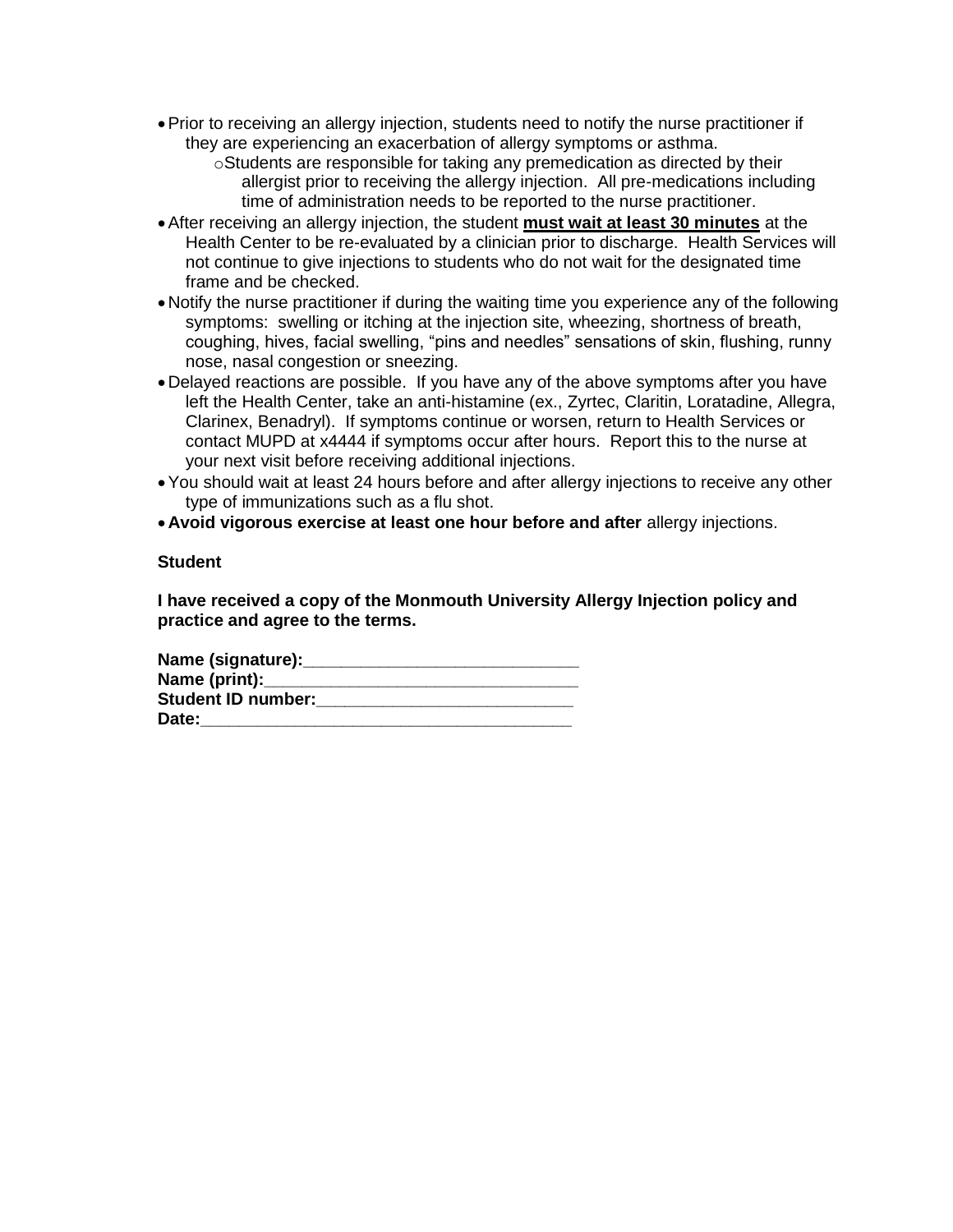- Prior to receiving an allergy injection, students need to notify the nurse practitioner if they are experiencing an exacerbation of allergy symptoms or asthma.
  - Students are responsible for taking any premedication as directed by their allergist prior to receiving the allergy injection. All pre-medications including time of administration needs to be reported to the nurse practitioner.
- After receiving an allergy injection, the student **must wait at least 30 minutes** at the Health Center to be re-evaluated by a clinician prior to discharge. Health Services will not continue to give injections to students who do not wait for the designated time frame and be checked.
- Notify the nurse practitioner if during the waiting time you experience any of the following symptoms: swelling or itching at the injection site, wheezing, shortness of breath, coughing, hives, facial swelling, "pins and needles" sensations of skin, flushing, runny nose, nasal congestion or sneezing.
- Delayed reactions are possible. If you have any of the above symptoms after you have left the Health Center, take an anti-histamine (ex., Zyrtec, Claritin, Loratadine, Allegra, Clarinex, Benadryl). If symptoms continue or worsen, return to Health Services or contact MUPD at x4444 if symptoms occur after hours. Report this to the nurse at your next visit before receiving additional injections.
- You should wait at least 24 hours before and after allergy injections to receive any other type of immunizations such as a flu shot.
- **Avoid vigorous exercise at least one hour before and after** allergy injections.

**Student**

**I have received a copy of the Monmouth University Allergy Injection policy and practice and agree to the terms.**

**Name (signature):____________________________**
**Name (print):________________________________**
**Student ID number:___________________________**
**Date:_____________________________________**